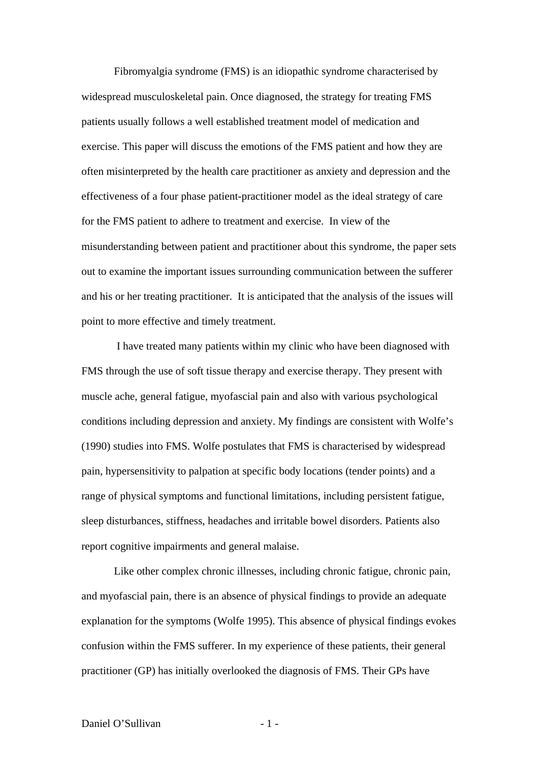Fibromyalgia syndrome (FMS) is an idiopathic syndrome characterised by widespread musculoskeletal pain. Once diagnosed, the strategy for treating FMS patients usually follows a well established treatment model of medication and exercise. This paper will discuss the emotions of the FMS patient and how they are often misinterpreted by the health care practitioner as anxiety and depression and the effectiveness of a four phase patient-practitioner model as the ideal strategy of care for the FMS patient to adhere to treatment and exercise. In view of the misunderstanding between patient and practitioner about this syndrome, the paper sets out to examine the important issues surrounding communication between the sufferer and his or her treating practitioner. It is anticipated that the analysis of the issues will point to more effective and timely treatment.

I have treated many patients within my clinic who have been diagnosed with FMS through the use of soft tissue therapy and exercise therapy. They present with muscle ache, general fatigue, myofascial pain and also with various psychological conditions including depression and anxiety. My findings are consistent with Wolfe's (1990) studies into FMS. Wolfe postulates that FMS is characterised by widespread pain, hypersensitivity to palpation at specific body locations (tender points) and a range of physical symptoms and functional limitations, including persistent fatigue, sleep disturbances, stiffness, headaches and irritable bowel disorders. Patients also report cognitive impairments and general malaise.

Like other complex chronic illnesses, including chronic fatigue, chronic pain, and myofascial pain, there is an absence of physical findings to provide an adequate explanation for the symptoms (Wolfe 1995). This absence of physical findings evokes confusion within the FMS sufferer. In my experience of these patients, their general practitioner (GP) has initially overlooked the diagnosis of FMS. Their GPs have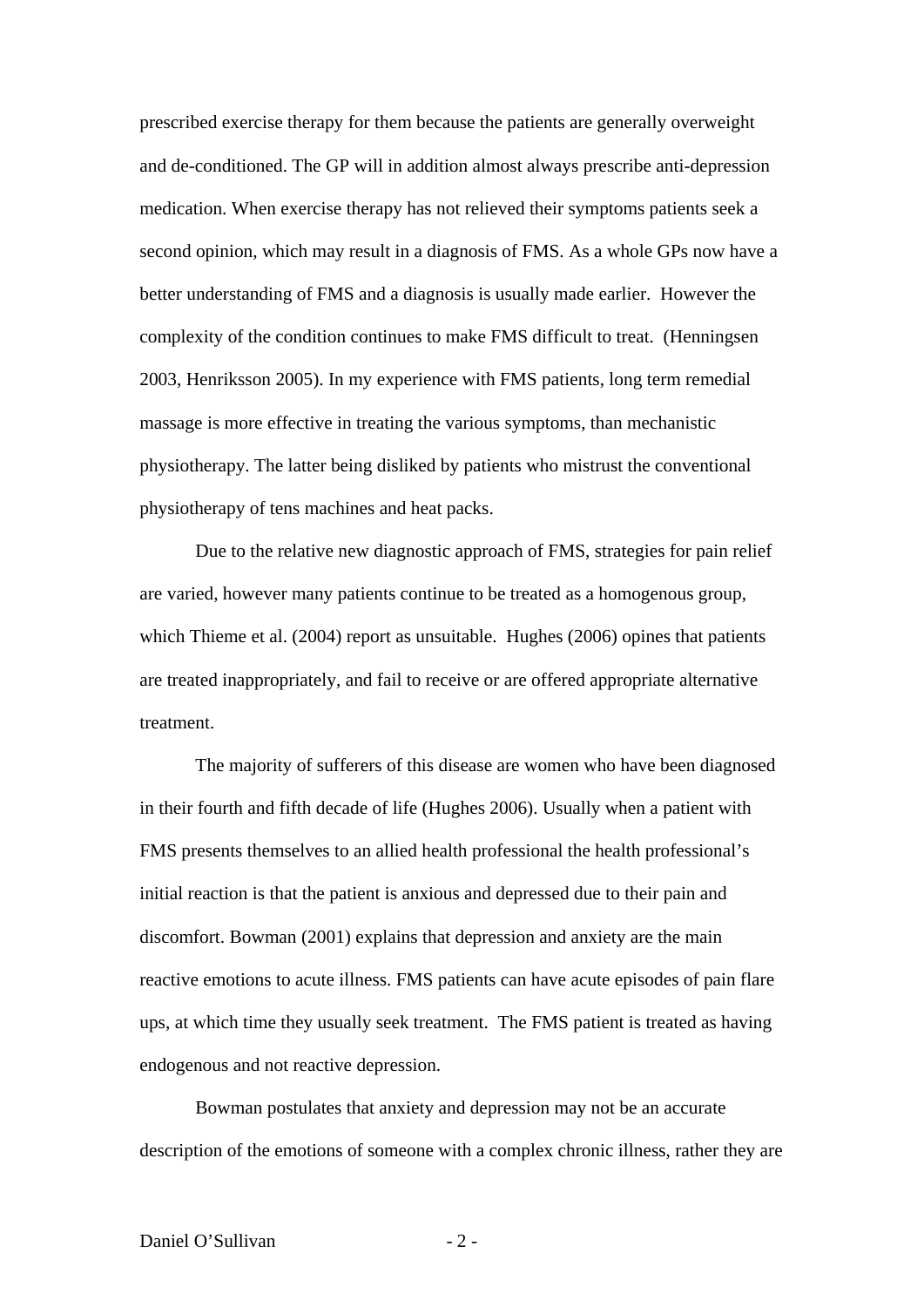prescribed exercise therapy for them because the patients are generally overweight and de-conditioned. The GP will in addition almost always prescribe anti-depression medication. When exercise therapy has not relieved their symptoms patients seek a second opinion, which may result in a diagnosis of FMS. As a whole GPs now have a better understanding of FMS and a diagnosis is usually made earlier. However the complexity of the condition continues to make FMS difficult to treat. (Henningsen 2003, Henriksson 2005). In my experience with FMS patients, long term remedial massage is more effective in treating the various symptoms, than mechanistic physiotherapy. The latter being disliked by patients who mistrust the conventional physiotherapy of tens machines and heat packs.

Due to the relative new diagnostic approach of FMS, strategies for pain relief are varied, however many patients continue to be treated as a homogenous group, which Thieme et al. (2004) report as unsuitable. Hughes (2006) opines that patients are treated inappropriately, and fail to receive or are offered appropriate alternative treatment.

The majority of sufferers of this disease are women who have been diagnosed in their fourth and fifth decade of life (Hughes 2006). Usually when a patient with FMS presents themselves to an allied health professional the health professional's initial reaction is that the patient is anxious and depressed due to their pain and discomfort. Bowman (2001) explains that depression and anxiety are the main reactive emotions to acute illness. FMS patients can have acute episodes of pain flare ups, at which time they usually seek treatment. The FMS patient is treated as having endogenous and not reactive depression.

Bowman postulates that anxiety and depression may not be an accurate description of the emotions of someone with a complex chronic illness, rather they are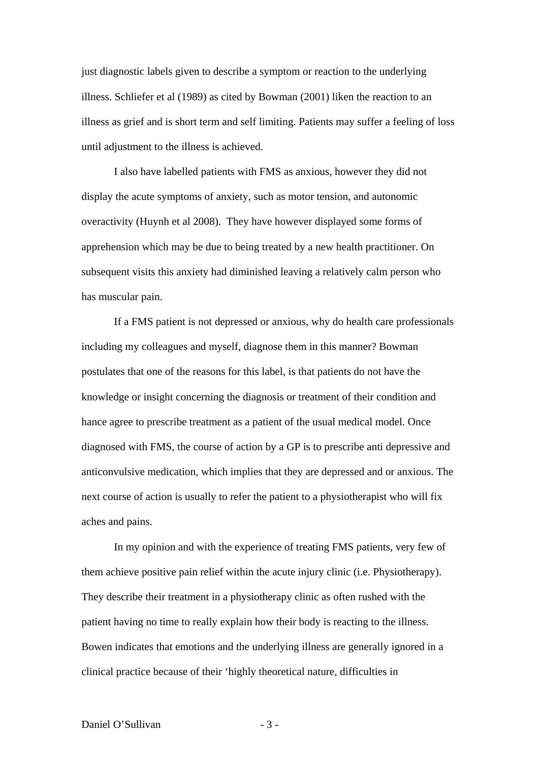just diagnostic labels given to describe a symptom or reaction to the underlying illness. Schliefer et al (1989) as cited by Bowman (2001) liken the reaction to an illness as grief and is short term and self limiting. Patients may suffer a feeling of loss until adjustment to the illness is achieved.

I also have labelled patients with FMS as anxious, however they did not display the acute symptoms of anxiety, such as motor tension, and autonomic overactivity (Huynh et al 2008). They have however displayed some forms of apprehension which may be due to being treated by a new health practitioner. On subsequent visits this anxiety had diminished leaving a relatively calm person who has muscular pain.

If a FMS patient is not depressed or anxious, why do health care professionals including my colleagues and myself, diagnose them in this manner? Bowman postulates that one of the reasons for this label, is that patients do not have the knowledge or insight concerning the diagnosis or treatment of their condition and hance agree to prescribe treatment as a patient of the usual medical model. Once diagnosed with FMS, the course of action by a GP is to prescribe anti depressive and anticonvulsive medication, which implies that they are depressed and or anxious. The next course of action is usually to refer the patient to a physiotherapist who will fix aches and pains.

In my opinion and with the experience of treating FMS patients, very few of them achieve positive pain relief within the acute injury clinic (i.e. Physiotherapy). They describe their treatment in a physiotherapy clinic as often rushed with the patient having no time to really explain how their body is reacting to the illness. Bowen indicates that emotions and the underlying illness are generally ignored in a clinical practice because of their 'highly theoretical nature, difficulties in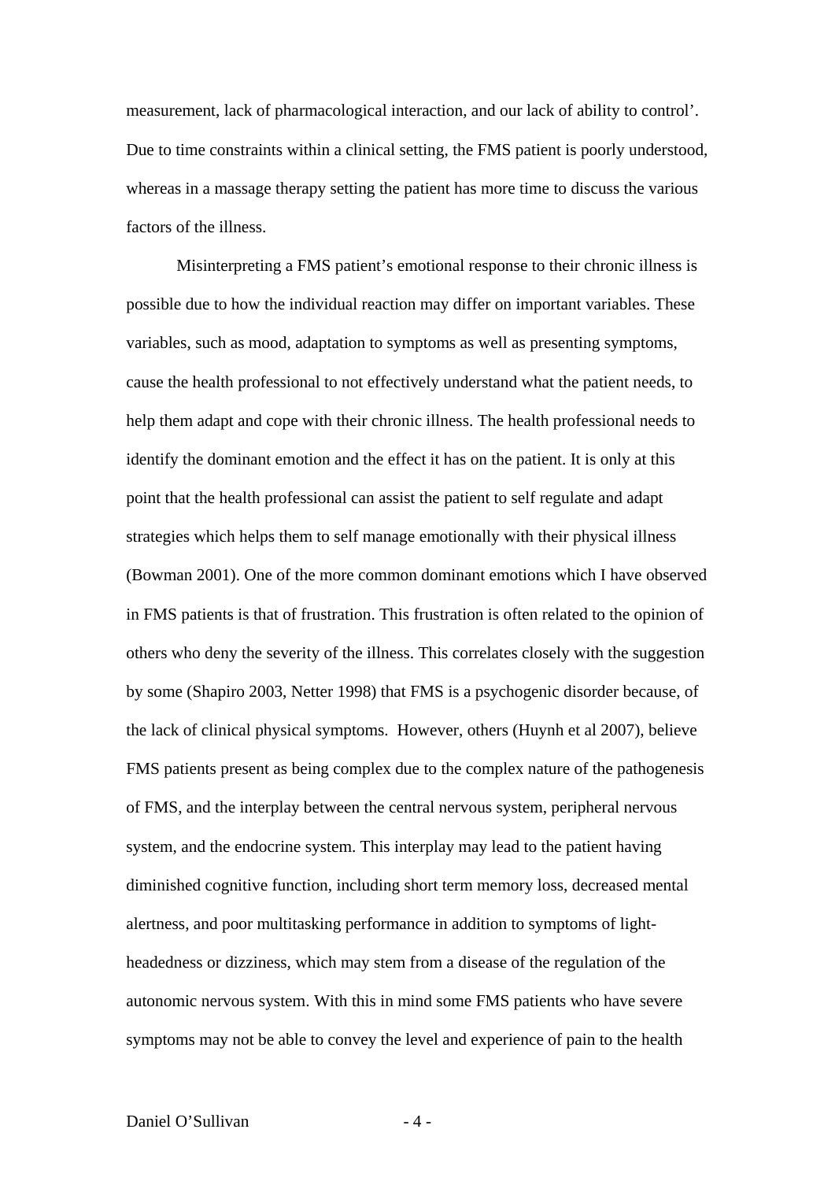measurement, lack of pharmacological interaction, and our lack of ability to control'. Due to time constraints within a clinical setting, the FMS patient is poorly understood, whereas in a massage therapy setting the patient has more time to discuss the various factors of the illness.

Misinterpreting a FMS patient's emotional response to their chronic illness is possible due to how the individual reaction may differ on important variables. These variables, such as mood, adaptation to symptoms as well as presenting symptoms, cause the health professional to not effectively understand what the patient needs, to help them adapt and cope with their chronic illness. The health professional needs to identify the dominant emotion and the effect it has on the patient. It is only at this point that the health professional can assist the patient to self regulate and adapt strategies which helps them to self manage emotionally with their physical illness (Bowman 2001). One of the more common dominant emotions which I have observed in FMS patients is that of frustration. This frustration is often related to the opinion of others who deny the severity of the illness. This correlates closely with the suggestion by some (Shapiro 2003, Netter 1998) that FMS is a psychogenic disorder because, of the lack of clinical physical symptoms. However, others (Huynh et al 2007), believe FMS patients present as being complex due to the complex nature of the pathogenesis of FMS, and the interplay between the central nervous system, peripheral nervous system, and the endocrine system. This interplay may lead to the patient having diminished cognitive function, including short term memory loss, decreased mental alertness, and poor multitasking performance in addition to symptoms of light-headedness or dizziness, which may stem from a disease of the regulation of the autonomic nervous system. With this in mind some FMS patients who have severe symptoms may not be able to convey the level and experience of pain to the health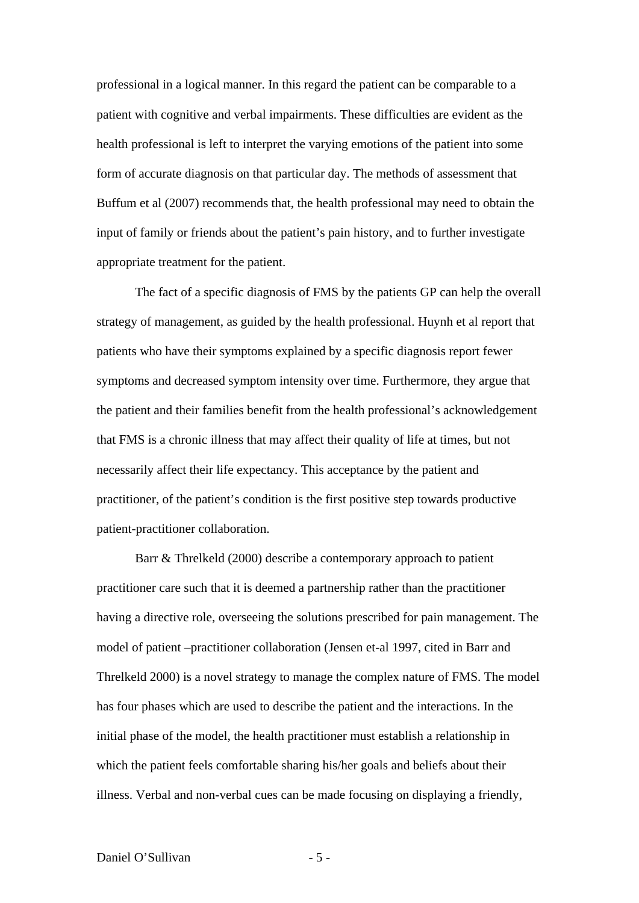professional in a logical manner. In this regard the patient can be comparable to a patient with cognitive and verbal impairments. These difficulties are evident as the health professional is left to interpret the varying emotions of the patient into some form of accurate diagnosis on that particular day. The methods of assessment that Buffum et al (2007) recommends that, the health professional may need to obtain the input of family or friends about the patient's pain history, and to further investigate appropriate treatment for the patient.

The fact of a specific diagnosis of FMS by the patients GP can help the overall strategy of management, as guided by the health professional. Huynh et al report that patients who have their symptoms explained by a specific diagnosis report fewer symptoms and decreased symptom intensity over time. Furthermore, they argue that the patient and their families benefit from the health professional's acknowledgement that FMS is a chronic illness that may affect their quality of life at times, but not necessarily affect their life expectancy. This acceptance by the patient and practitioner, of the patient's condition is the first positive step towards productive patient-practitioner collaboration.

Barr & Threlkeld (2000) describe a contemporary approach to patient practitioner care such that it is deemed a partnership rather than the practitioner having a directive role, overseeing the solutions prescribed for pain management. The model of patient –practitioner collaboration (Jensen et-al 1997, cited in Barr and Threlkeld 2000) is a novel strategy to manage the complex nature of FMS. The model has four phases which are used to describe the patient and the interactions. In the initial phase of the model, the health practitioner must establish a relationship in which the patient feels comfortable sharing his/her goals and beliefs about their illness. Verbal and non-verbal cues can be made focusing on displaying a friendly,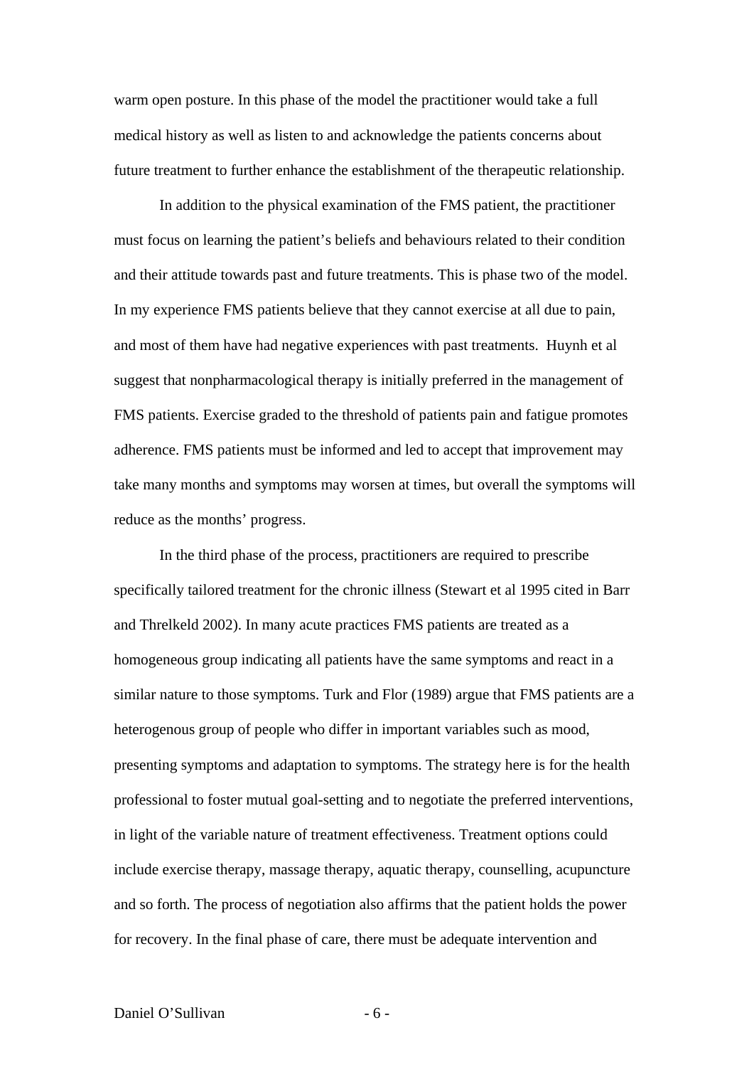warm open posture. In this phase of the model the practitioner would take a full medical history as well as listen to and acknowledge the patients concerns about future treatment to further enhance the establishment of the therapeutic relationship.

In addition to the physical examination of the FMS patient, the practitioner must focus on learning the patient's beliefs and behaviours related to their condition and their attitude towards past and future treatments. This is phase two of the model. In my experience FMS patients believe that they cannot exercise at all due to pain, and most of them have had negative experiences with past treatments. Huynh et al suggest that nonpharmacological therapy is initially preferred in the management of FMS patients. Exercise graded to the threshold of patients pain and fatigue promotes adherence. FMS patients must be informed and led to accept that improvement may take many months and symptoms may worsen at times, but overall the symptoms will reduce as the months' progress.

In the third phase of the process, practitioners are required to prescribe specifically tailored treatment for the chronic illness (Stewart et al 1995 cited in Barr and Threlkeld 2002). In many acute practices FMS patients are treated as a homogeneous group indicating all patients have the same symptoms and react in a similar nature to those symptoms. Turk and Flor (1989) argue that FMS patients are a heterogenous group of people who differ in important variables such as mood, presenting symptoms and adaptation to symptoms. The strategy here is for the health professional to foster mutual goal-setting and to negotiate the preferred interventions, in light of the variable nature of treatment effectiveness. Treatment options could include exercise therapy, massage therapy, aquatic therapy, counselling, acupuncture and so forth. The process of negotiation also affirms that the patient holds the power for recovery. In the final phase of care, there must be adequate intervention and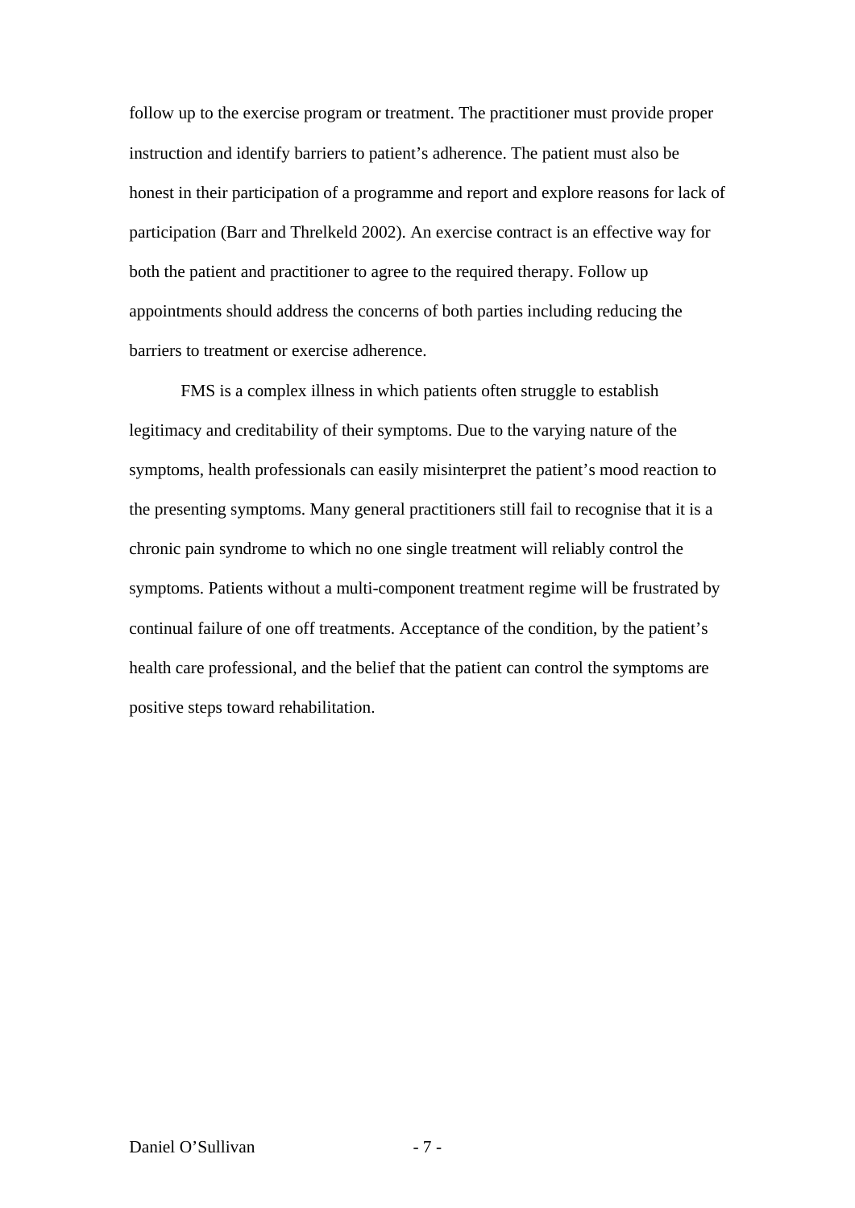follow up to the exercise program or treatment. The practitioner must provide proper instruction and identify barriers to patient's adherence. The patient must also be honest in their participation of a programme and report and explore reasons for lack of participation (Barr and Threlkeld 2002). An exercise contract is an effective way for both the patient and practitioner to agree to the required therapy. Follow up appointments should address the concerns of both parties including reducing the barriers to treatment or exercise adherence.

FMS is a complex illness in which patients often struggle to establish legitimacy and creditability of their symptoms. Due to the varying nature of the symptoms, health professionals can easily misinterpret the patient's mood reaction to the presenting symptoms. Many general practitioners still fail to recognise that it is a chronic pain syndrome to which no one single treatment will reliably control the symptoms. Patients without a multi-component treatment regime will be frustrated by continual failure of one off treatments. Acceptance of the condition, by the patient's health care professional, and the belief that the patient can control the symptoms are positive steps toward rehabilitation.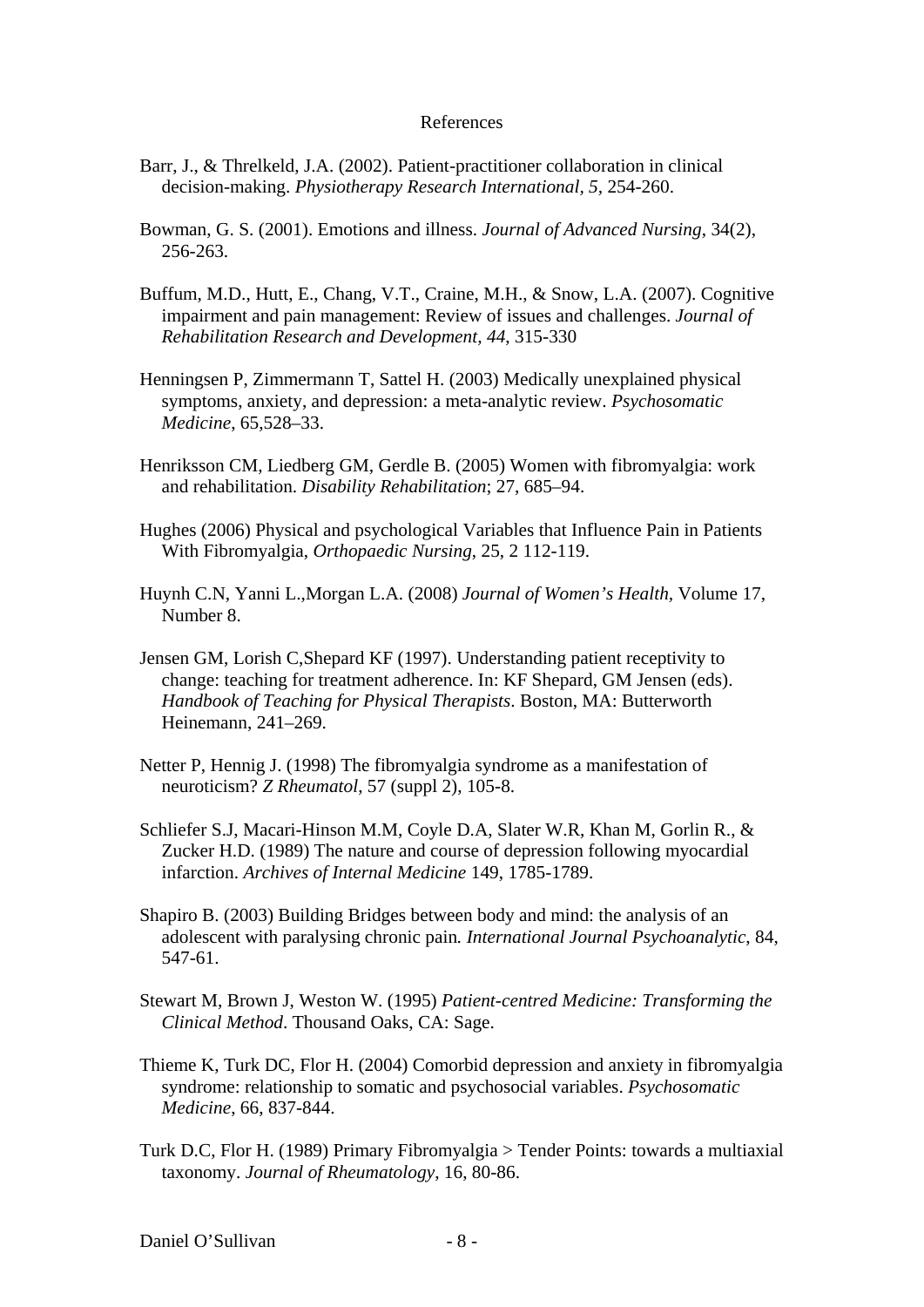# References

Barr, J., & Threlkeld, J.A. (2002). Patient-practitioner collaboration in clinical decision-making. *Physiotherapy Research International, 5*, 254-260.

Bowman, G. S. (2001). Emotions and illness. *Journal of Advanced Nursing*, 34(2), 256-263.

Buffum, M.D., Hutt, E., Chang, V.T., Craine, M.H., & Snow, L.A. (2007). Cognitive impairment and pain management: Review of issues and challenges. *Journal of Rehabilitation Research and Development, 44*, 315-330

Henningsen P, Zimmermann T, Sattel H. (2003) Medically unexplained physical symptoms, anxiety, and depression: a meta-analytic review. *Psychosomatic Medicine*, 65,528–33.

Henriksson CM, Liedberg GM, Gerdle B. (2005) Women with fibromyalgia: work and rehabilitation. *Disability Rehabilitation*; 27, 685–94.

Hughes (2006) Physical and psychological Variables that Influence Pain in Patients With Fibromyalgia, *Orthopaedic Nursing*, 25, 2 112-119.

Huynh C.N, Yanni L.,Morgan L.A. (2008) *Journal of Women's Health*, Volume 17, Number 8.

Jensen GM, Lorish C,Shepard KF (1997). Understanding patient receptivity to change: teaching for treatment adherence. In: KF Shepard, GM Jensen (eds). *Handbook of Teaching for Physical Therapists*. Boston, MA: Butterworth Heinemann, 241–269.

Netter P, Hennig J. (1998) The fibromyalgia syndrome as a manifestation of neuroticism? *Z Rheumatol*, 57 (suppl 2), 105-8.

Schliefer S.J, Macari-Hinson M.M, Coyle D.A, Slater W.R, Khan M, Gorlin R., & Zucker H.D. (1989) The nature and course of depression following myocardial infarction. *Archives of Internal Medicine* 149, 1785-1789.

Shapiro B. (2003) Building Bridges between body and mind: the analysis of an adolescent with paralysing chronic pain*. International Journal Psychoanalytic*, 84, 547-61.

Stewart M, Brown J, Weston W. (1995) *Patient-centred Medicine: Transforming the Clinical Method*. Thousand Oaks, CA: Sage.

Thieme K, Turk DC, Flor H. (2004) Comorbid depression and anxiety in fibromyalgia syndrome: relationship to somatic and psychosocial variables. *Psychosomatic Medicine*, 66, 837-844.

Turk D.C, Flor H. (1989) Primary Fibromyalgia > Tender Points: towards a multiaxial taxonomy. *Journal of Rheumatology*, 16, 80-86.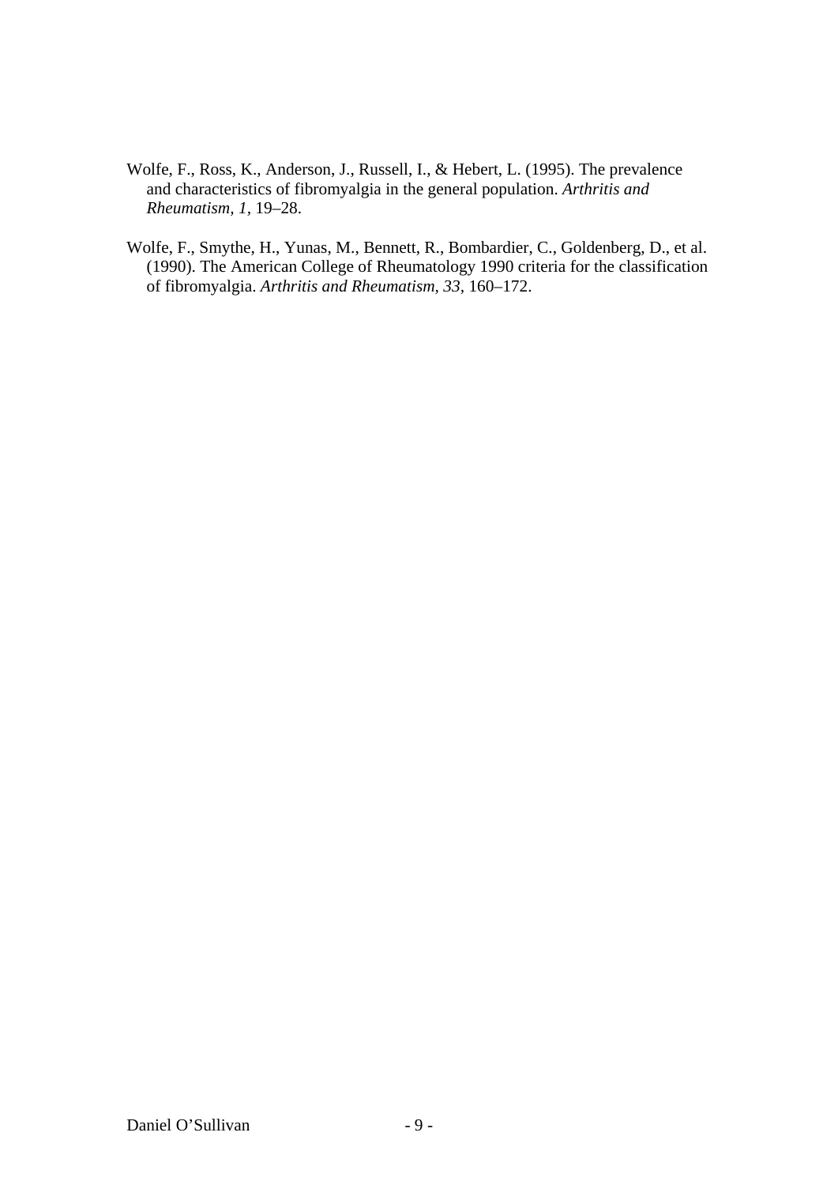Wolfe, F., Ross, K., Anderson, J., Russell, I., & Hebert, L. (1995). The prevalence and characteristics of fibromyalgia in the general population. *Arthritis and Rheumatism, 1*, 19–28.

Wolfe, F., Smythe, H., Yunas, M., Bennett, R., Bombardier, C., Goldenberg, D., et al. (1990). The American College of Rheumatology 1990 criteria for the classification of fibromyalgia. *Arthritis and Rheumatism, 33*, 160–172.